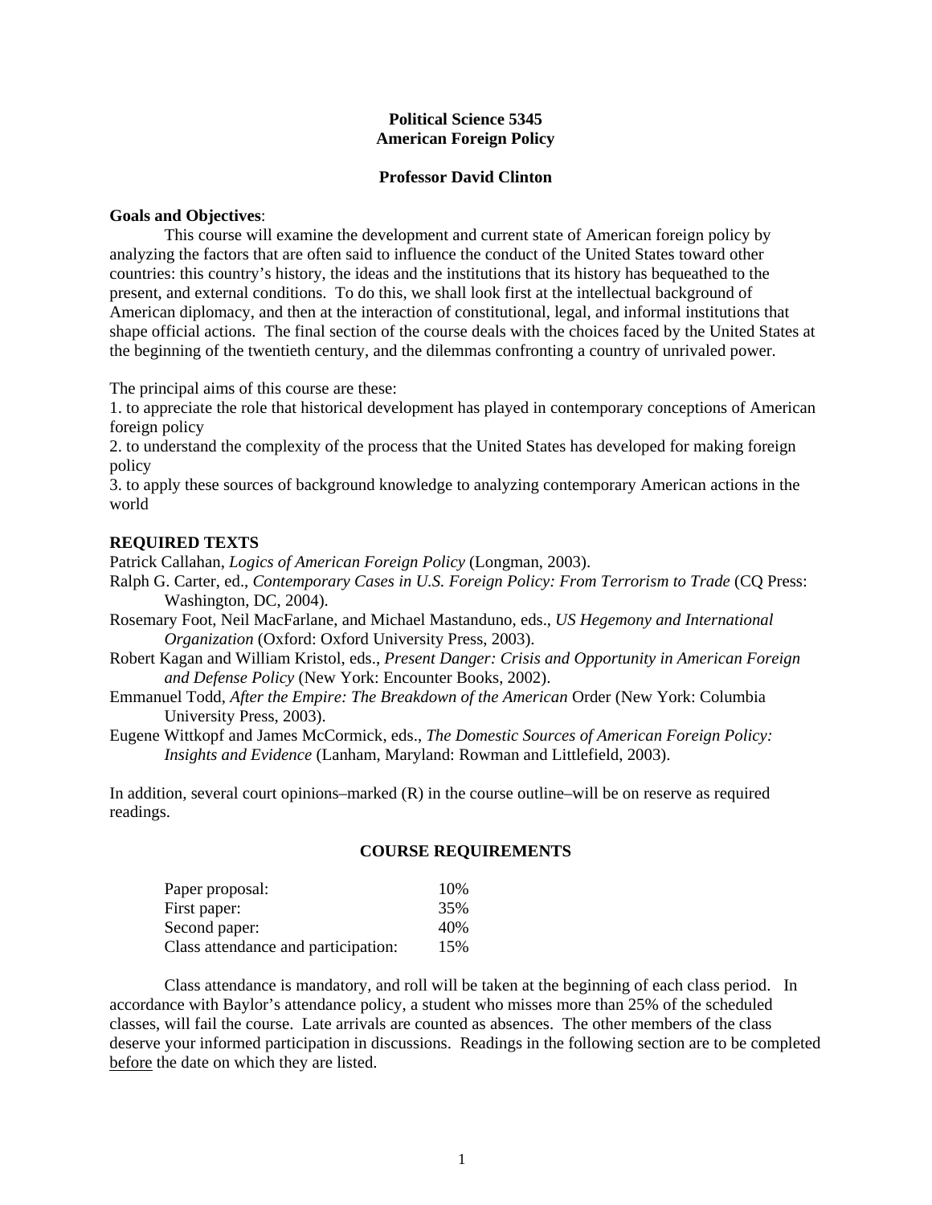**Political Science 5345**
**American Foreign Policy**

**Professor David Clinton**

**Goals and Objectives**:

This course will examine the development and current state of American foreign policy by analyzing the factors that are often said to influence the conduct of the United States toward other countries: this country's history, the ideas and the institutions that its history has bequeathed to the present, and external conditions. To do this, we shall look first at the intellectual background of American diplomacy, and then at the interaction of constitutional, legal, and informal institutions that shape official actions. The final section of the course deals with the choices faced by the United States at the beginning of the twentieth century, and the dilemmas confronting a country of unrivaled power.

The principal aims of this course are these:

1. to appreciate the role that historical development has played in contemporary conceptions of American foreign policy
2. to understand the complexity of the process that the United States has developed for making foreign policy
3. to apply these sources of background knowledge to analyzing contemporary American actions in the world

## REQUIRED TEXTS

Patrick Callahan, *Logics of American Foreign Policy* (Longman, 2003).

Ralph G. Carter, ed., *Contemporary Cases in U.S. Foreign Policy: From Terrorism to Trade* (CQ Press: Washington, DC, 2004).

Rosemary Foot, Neil MacFarlane, and Michael Mastanduno, eds., *US Hegemony and International Organization* (Oxford: Oxford University Press, 2003).

Robert Kagan and William Kristol, eds., *Present Danger: Crisis and Opportunity in American Foreign and Defense Policy* (New York: Encounter Books, 2002).

Emmanuel Todd, *After the Empire: The Breakdown of the American* Order (New York: Columbia University Press, 2003).

Eugene Wittkopf and James McCormick, eds., *The Domestic Sources of American Foreign Policy: Insights and Evidence* (Lanham, Maryland: Rowman and Littlefield, 2003).

In addition, several court opinions–marked (R) in the course outline–will be on reserve as required readings.

## COURSE REQUIREMENTS

| | |
|---|---|
| Paper proposal: | 10% |
| First paper: | 35% |
| Second paper: | 40% |
| Class attendance and participation: | 15% |

Class attendance is mandatory, and roll will be taken at the beginning of each class period. In accordance with Baylor's attendance policy, a student who misses more than 25% of the scheduled classes, will fail the course. Late arrivals are counted as absences. The other members of the class deserve your informed participation in discussions. Readings in the following section are to be completed <u>before</u> the date on which they are listed.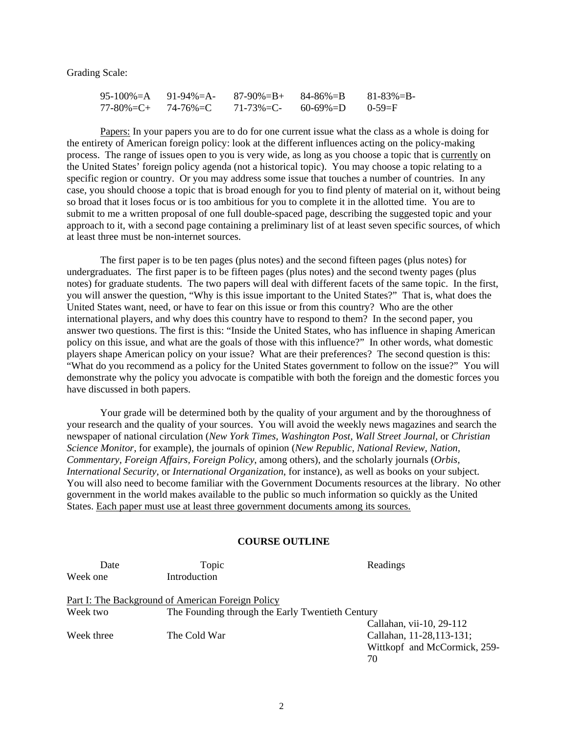Grading Scale:

| | | | | |
|---|---|---|---|---|
| 95-100%=A | 91-94%=A- | 87-90%=B+ | 84-86%=B | 81-83%=B- |
| 77-80%=C+ | 74-76%=C | 71-73%=C- | 60-69%=D | 0-59=F |

Papers: In your papers you are to do for one current issue what the class as a whole is doing for the entirety of American foreign policy: look at the different influences acting on the policy-making process. The range of issues open to you is very wide, as long as you choose a topic that is currently on the United States' foreign policy agenda (not a historical topic). You may choose a topic relating to a specific region or country. Or you may address some issue that touches a number of countries. In any case, you should choose a topic that is broad enough for you to find plenty of material on it, without being so broad that it loses focus or is too ambitious for you to complete it in the allotted time. You are to submit to me a written proposal of one full double-spaced page, describing the suggested topic and your approach to it, with a second page containing a preliminary list of at least seven specific sources, of which at least three must be non-internet sources.

The first paper is to be ten pages (plus notes) and the second fifteen pages (plus notes) for undergraduates. The first paper is to be fifteen pages (plus notes) and the second twenty pages (plus notes) for graduate students. The two papers will deal with different facets of the same topic. In the first, you will answer the question, "Why is this issue important to the United States?" That is, what does the United States want, need, or have to fear on this issue or from this country? Who are the other international players, and why does this country have to respond to them? In the second paper, you answer two questions. The first is this: "Inside the United States, who has influence in shaping American policy on this issue, and what are the goals of those with this influence?" In other words, what domestic players shape American policy on your issue? What are their preferences? The second question is this: "What do you recommend as a policy for the United States government to follow on the issue?" You will demonstrate why the policy you advocate is compatible with both the foreign and the domestic forces you have discussed in both papers.

Your grade will be determined both by the quality of your argument and by the thoroughness of your research and the quality of your sources. You will avoid the weekly news magazines and search the newspaper of national circulation (*New York Times*, *Washington Post*, *Wall Street Journal*, or *Christian Science Monitor*, for example), the journals of opinion (*New Republic*, *National Review*, *Nation*, *Commentary*, *Foreign Affairs*, *Foreign Policy*, among others), and the scholarly journals (*Orbis*, *International Security*, or *International Organization*, for instance), as well as books on your subject. You will also need to become familiar with the Government Documents resources at the library. No other government in the world makes available to the public so much information so quickly as the United States. Each paper must use at least three government documents among its sources.

## COURSE OUTLINE

| Date | Topic | Readings |
|---|---|---|
| Week one | Introduction | |
| **Part I: The Background of American Foreign Policy** | | |
| Week two | The Founding through the Early Twentieth Century | Callahan, vii-10, 29-112 |
| Week three | The Cold War | Callahan, 11-28,113-131; Wittkopf and McCormick, 259-70 |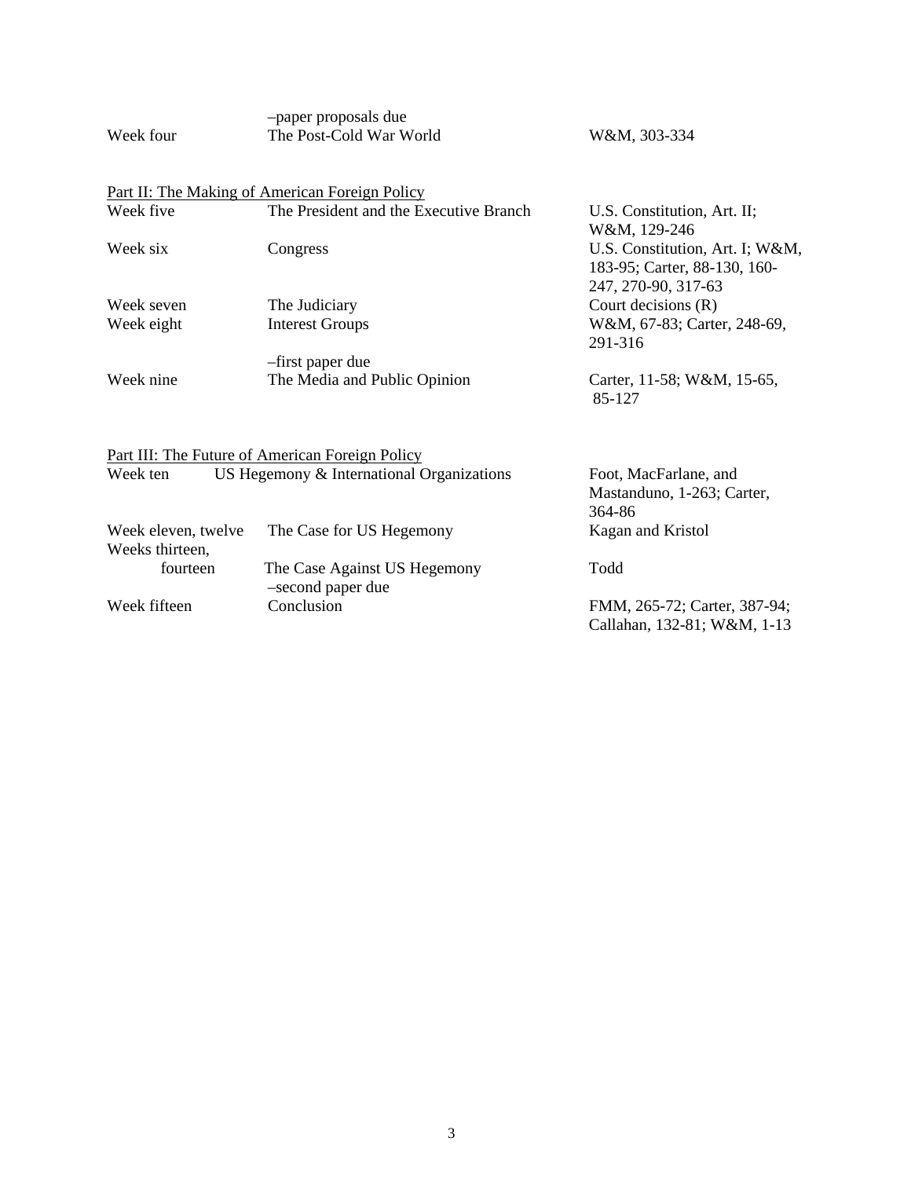| | | |
|---|---|---|
| | –paper proposals due | |
| Week four | The Post-Cold War World | W&M, 303-334 |

<u>Part II: The Making of American Foreign Policy</u>

| | | |
|---|---|---|
| Week five | The President and the Executive Branch | U.S. Constitution, Art. II; W&M, 129-246 |
| Week six | Congress | U.S. Constitution, Art. I; W&M, 183-95; Carter, 88-130, 160-247, 270-90, 317-63 |
| Week seven | The Judiciary | Court decisions (R) |
| Week eight | Interest Groups | W&M, 67-83; Carter, 248-69, 291-316 |
| | –first paper due | |
| Week nine | The Media and Public Opinion | Carter, 11-58; W&M, 15-65, 85-127 |

<u>Part III: The Future of American Foreign Policy</u>

| | | |
|---|---|---|
| Week ten | US Hegemony & International Organizations | Foot, MacFarlane, and Mastanduno, 1-263; Carter, 364-86 |
| Week eleven, twelve | The Case for US Hegemony | Kagan and Kristol |
| Weeks thirteen, fourteen | The Case Against US Hegemony<br>–second paper due | Todd |
| Week fifteen | Conclusion | FMM, 265-72; Carter, 387-94; Callahan, 132-81; W&M, 1-13 |